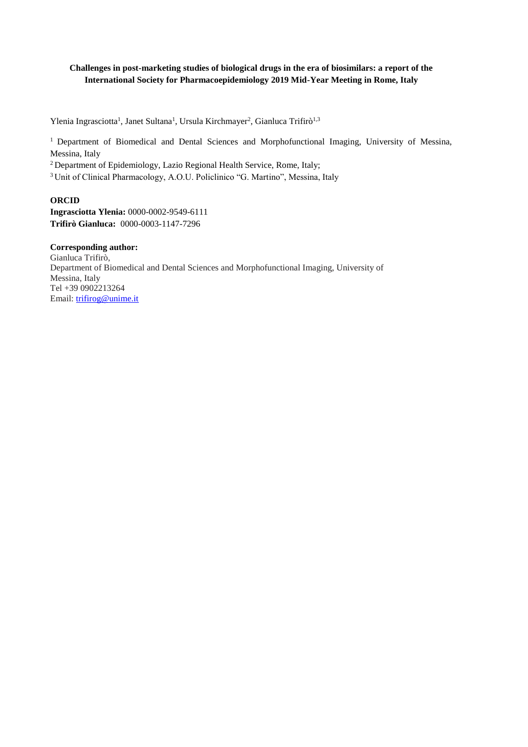**Challenges in post-marketing studies of biological drugs in the era of biosimilars: a report of the International Society for Pharmacoepidemiology 2019 Mid-Year Meeting in Rome, Italy**

Ylenia Ingrasciotta[1], Janet Sultana[1], Ursula Kirchmayer[2], Gianluca Trifirò[1,3]

[1] Department of Biomedical and Dental Sciences and Morphofunctional Imaging, University of Messina, Messina, Italy

[2] Department of Epidemiology, Lazio Regional Health Service, Rome, Italy;

[3] Unit of Clinical Pharmacology, A.O.U. Policlinico "G. Martino", Messina, Italy

**ORCID**

**Ingrasciotta Ylenia:** 0000-0002-9549-6111

**Trifirò Gianluca:** 0000-0003-1147-7296

**Corresponding author:**

Gianluca Trifirò,
Department of Biomedical and Dental Sciences and Morphofunctional Imaging, University of Messina, Italy
Tel +39 0902213264
Email: trifirog@unime.it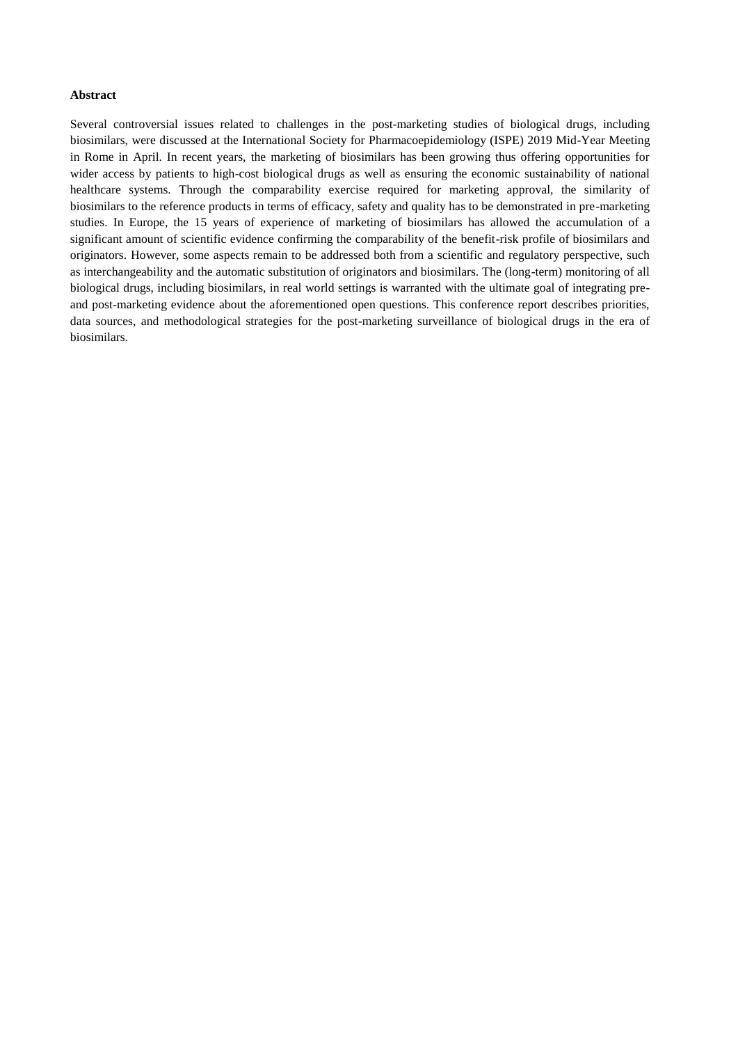**Abstract**

Several controversial issues related to challenges in the post-marketing studies of biological drugs, including biosimilars, were discussed at the International Society for Pharmacoepidemiology (ISPE) 2019 Mid-Year Meeting in Rome in April. In recent years, the marketing of biosimilars has been growing thus offering opportunities for wider access by patients to high-cost biological drugs as well as ensuring the economic sustainability of national healthcare systems. Through the comparability exercise required for marketing approval, the similarity of biosimilars to the reference products in terms of efficacy, safety and quality has to be demonstrated in pre-marketing studies. In Europe, the 15 years of experience of marketing of biosimilars has allowed the accumulation of a significant amount of scientific evidence confirming the comparability of the benefit-risk profile of biosimilars and originators. However, some aspects remain to be addressed both from a scientific and regulatory perspective, such as interchangeability and the automatic substitution of originators and biosimilars. The (long-term) monitoring of all biological drugs, including biosimilars, in real world settings is warranted with the ultimate goal of integrating pre- and post-marketing evidence about the aforementioned open questions. This conference report describes priorities, data sources, and methodological strategies for the post-marketing surveillance of biological drugs in the era of biosimilars.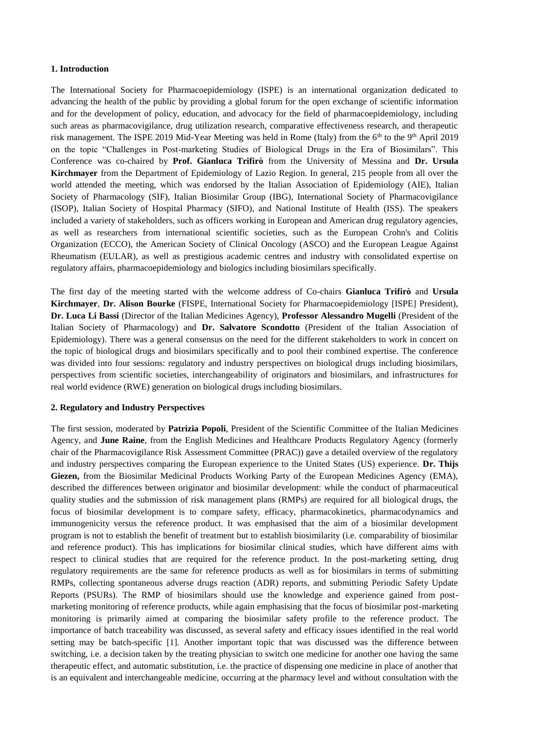**1. Introduction**

The International Society for Pharmacoepidemiology (ISPE) is an international organization dedicated to advancing the health of the public by providing a global forum for the open exchange of scientific information and for the development of policy, education, and advocacy for the field of pharmacoepidemiology, including such areas as pharmacovigilance, drug utilization research, comparative effectiveness research, and therapeutic risk management. The ISPE 2019 Mid-Year Meeting was held in Rome (Italy) from the 6th to the 9th April 2019 on the topic "Challenges in Post-marketing Studies of Biological Drugs in the Era of Biosimilars". This Conference was co-chaired by **Prof. Gianluca Trifirò** from the University of Messina and **Dr. Ursula Kirchmayer** from the Department of Epidemiology of Lazio Region. In general, 215 people from all over the world attended the meeting, which was endorsed by the Italian Association of Epidemiology (AIE), Italian Society of Pharmacology (SIF), Italian Biosimilar Group (IBG), International Society of Pharmacovigilance (ISOP), Italian Society of Hospital Pharmacy (SIFO), and National Institute of Health (ISS). The speakers included a variety of stakeholders, such as officers working in European and American drug regulatory agencies, as well as researchers from international scientific societies, such as the European Crohn's and Colitis Organization (ECCO), the American Society of Clinical Oncology (ASCO) and the European League Against Rheumatism (EULAR), as well as prestigious academic centres and industry with consolidated expertise on regulatory affairs, pharmacoepidemiology and biologics including biosimilars specifically.

The first day of the meeting started with the welcome address of Co-chairs **Gianluca Trifirò** and **Ursula Kirchmayer**, **Dr. Alison Bourke** (FISPE, International Society for Pharmacoepidemiology [ISPE] President), **Dr. Luca Li Bassi** (Director of the Italian Medicines Agency), **Professor Alessandro Mugelli** (President of the Italian Society of Pharmacology) and **Dr. Salvatore Scondotto** (President of the Italian Association of Epidemiology). There was a general consensus on the need for the different stakeholders to work in concert on the topic of biological drugs and biosimilars specifically and to pool their combined expertise. The conference was divided into four sessions: regulatory and industry perspectives on biological drugs including biosimilars, perspectives from scientific societies, interchangeability of originators and biosimilars, and infrastructures for real world evidence (RWE) generation on biological drugs including biosimilars.

**2. Regulatory and Industry Perspectives**

The first session, moderated by **Patrizia Popoli**, President of the Scientific Committee of the Italian Medicines Agency, and **June Raine**, from the English Medicines and Healthcare Products Regulatory Agency (formerly chair of the Pharmacovigilance Risk Assessment Committee (PRAC)) gave a detailed overview of the regulatory and industry perspectives comparing the European experience to the United States (US) experience. **Dr. Thijs Giezen,** from the Biosimilar Medicinal Products Working Party of the European Medicines Agency (EMA), described the differences between originator and biosimilar development: while the conduct of pharmaceutical quality studies and the submission of risk management plans (RMPs) are required for all biological drugs, the focus of biosimilar development is to compare safety, efficacy, pharmacokinetics, pharmacodynamics and immunogenicity versus the reference product. It was emphasised that the aim of a biosimilar development program is not to establish the benefit of treatment but to establish biosimilarity (i.e. comparability of biosimilar and reference product). This has implications for biosimilar clinical studies, which have different aims with respect to clinical studies that are required for the reference product. In the post-marketing setting, drug regulatory requirements are the same for reference products as well as for biosimilars in terms of submitting RMPs, collecting spontaneous adverse drugs reaction (ADR) reports, and submitting Periodic Safety Update Reports (PSURs). The RMP of biosimilars should use the knowledge and experience gained from post-marketing monitoring of reference products, while again emphasising that the focus of biosimilar post-marketing monitoring is primarily aimed at comparing the biosimilar safety profile to the reference product. The importance of batch traceability was discussed, as several safety and efficacy issues identified in the real world setting may be batch-specific [1]. Another important topic that was discussed was the difference between switching, i.e. a decision taken by the treating physician to switch one medicine for another one having the same therapeutic effect, and automatic substitution, i.e. the practice of dispensing one medicine in place of another that is an equivalent and interchangeable medicine, occurring at the pharmacy level and without consultation with the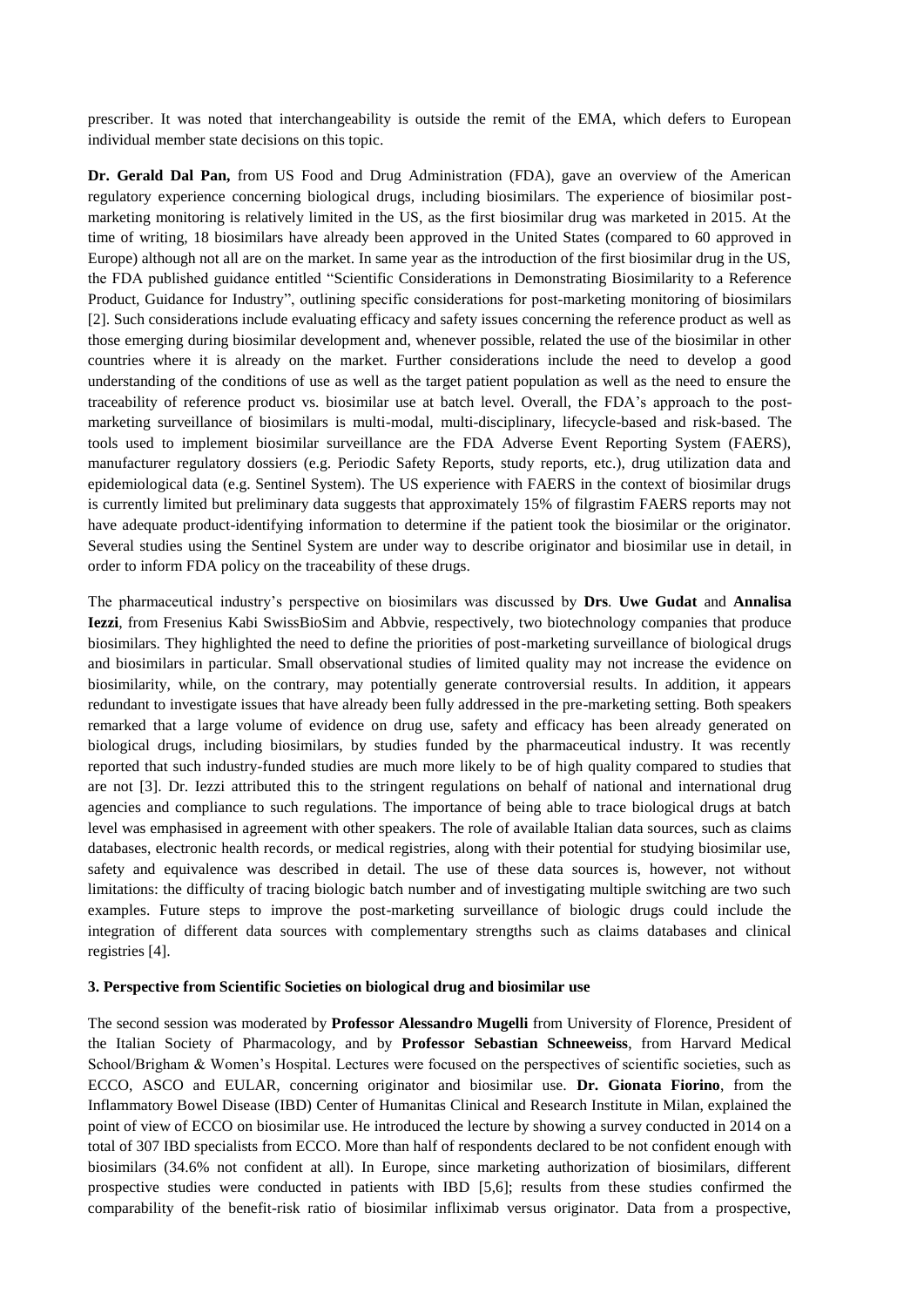prescriber. It was noted that interchangeability is outside the remit of the EMA, which defers to European individual member state decisions on this topic.

**Dr. Gerald Dal Pan,** from US Food and Drug Administration (FDA), gave an overview of the American regulatory experience concerning biological drugs, including biosimilars. The experience of biosimilar post-marketing monitoring is relatively limited in the US, as the first biosimilar drug was marketed in 2015. At the time of writing, 18 biosimilars have already been approved in the United States (compared to 60 approved in Europe) although not all are on the market. In same year as the introduction of the first biosimilar drug in the US, the FDA published guidance entitled "Scientific Considerations in Demonstrating Biosimilarity to a Reference Product, Guidance for Industry", outlining specific considerations for post-marketing monitoring of biosimilars [2]. Such considerations include evaluating efficacy and safety issues concerning the reference product as well as those emerging during biosimilar development and, whenever possible, related the use of the biosimilar in other countries where it is already on the market. Further considerations include the need to develop a good understanding of the conditions of use as well as the target patient population as well as the need to ensure the traceability of reference product vs. biosimilar use at batch level. Overall, the FDA's approach to the post-marketing surveillance of biosimilars is multi-modal, multi-disciplinary, lifecycle-based and risk-based. The tools used to implement biosimilar surveillance are the FDA Adverse Event Reporting System (FAERS), manufacturer regulatory dossiers (e.g. Periodic Safety Reports, study reports, etc.), drug utilization data and epidemiological data (e.g. Sentinel System). The US experience with FAERS in the context of biosimilar drugs is currently limited but preliminary data suggests that approximately 15% of filgrastim FAERS reports may not have adequate product-identifying information to determine if the patient took the biosimilar or the originator. Several studies using the Sentinel System are under way to describe originator and biosimilar use in detail, in order to inform FDA policy on the traceability of these drugs.

The pharmaceutical industry's perspective on biosimilars was discussed by **Drs**. **Uwe Gudat** and **Annalisa Iezzi**, from Fresenius Kabi SwissBioSim and Abbvie, respectively, two biotechnology companies that produce biosimilars. They highlighted the need to define the priorities of post-marketing surveillance of biological drugs and biosimilars in particular. Small observational studies of limited quality may not increase the evidence on biosimilarity, while, on the contrary, may potentially generate controversial results. In addition, it appears redundant to investigate issues that have already been fully addressed in the pre-marketing setting. Both speakers remarked that a large volume of evidence on drug use, safety and efficacy has been already generated on biological drugs, including biosimilars, by studies funded by the pharmaceutical industry. It was recently reported that such industry-funded studies are much more likely to be of high quality compared to studies that are not [3]. Dr. Iezzi attributed this to the stringent regulations on behalf of national and international drug agencies and compliance to such regulations. The importance of being able to trace biological drugs at batch level was emphasised in agreement with other speakers. The role of available Italian data sources, such as claims databases, electronic health records, or medical registries, along with their potential for studying biosimilar use, safety and equivalence was described in detail. The use of these data sources is, however, not without limitations: the difficulty of tracing biologic batch number and of investigating multiple switching are two such examples. Future steps to improve the post-marketing surveillance of biologic drugs could include the integration of different data sources with complementary strengths such as claims databases and clinical registries [4].

### 3. Perspective from Scientific Societies on biological drug and biosimilar use

The second session was moderated by **Professor Alessandro Mugelli** from University of Florence, President of the Italian Society of Pharmacology, and by **Professor Sebastian Schneeweiss**, from Harvard Medical School/Brigham & Women's Hospital. Lectures were focused on the perspectives of scientific societies, such as ECCO, ASCO and EULAR, concerning originator and biosimilar use. **Dr. Gionata Fiorino**, from the Inflammatory Bowel Disease (IBD) Center of Humanitas Clinical and Research Institute in Milan, explained the point of view of ECCO on biosimilar use. He introduced the lecture by showing a survey conducted in 2014 on a total of 307 IBD specialists from ECCO. More than half of respondents declared to be not confident enough with biosimilars (34.6% not confident at all). In Europe, since marketing authorization of biosimilars, different prospective studies were conducted in patients with IBD [5,6]; results from these studies confirmed the comparability of the benefit-risk ratio of biosimilar infliximab versus originator. Data from a prospective,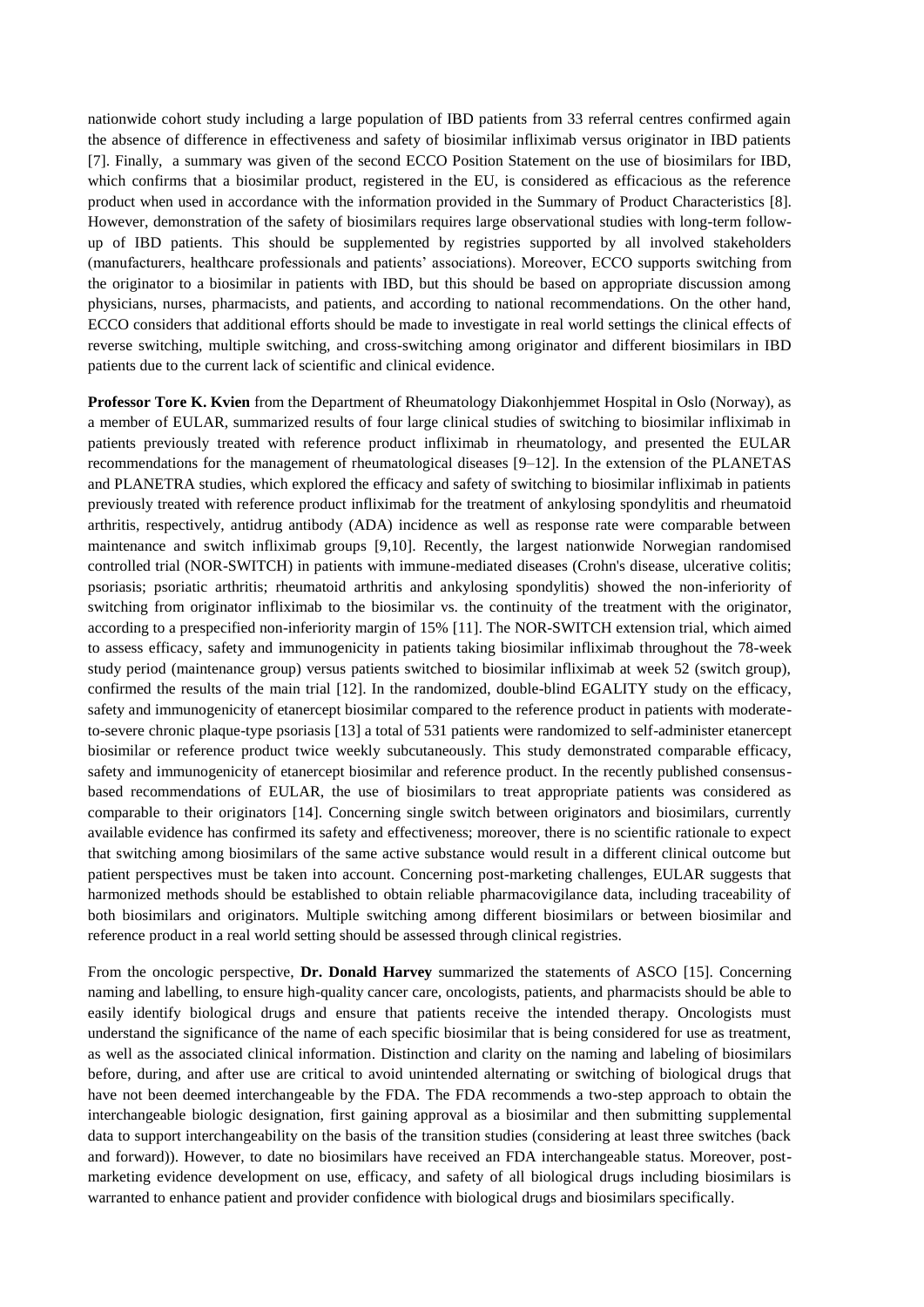nationwide cohort study including a large population of IBD patients from 33 referral centres confirmed again the absence of difference in effectiveness and safety of biosimilar infliximab versus originator in IBD patients [7]. Finally, a summary was given of the second ECCO Position Statement on the use of biosimilars for IBD, which confirms that a biosimilar product, registered in the EU, is considered as efficacious as the reference product when used in accordance with the information provided in the Summary of Product Characteristics [8]. However, demonstration of the safety of biosimilars requires large observational studies with long-term follow-up of IBD patients. This should be supplemented by registries supported by all involved stakeholders (manufacturers, healthcare professionals and patients' associations). Moreover, ECCO supports switching from the originator to a biosimilar in patients with IBD, but this should be based on appropriate discussion among physicians, nurses, pharmacists, and patients, and according to national recommendations. On the other hand, ECCO considers that additional efforts should be made to investigate in real world settings the clinical effects of reverse switching, multiple switching, and cross-switching among originator and different biosimilars in IBD patients due to the current lack of scientific and clinical evidence.

**Professor Tore K. Kvien** from the Department of Rheumatology Diakonhjemmet Hospital in Oslo (Norway), as a member of EULAR, summarized results of four large clinical studies of switching to biosimilar infliximab in patients previously treated with reference product infliximab in rheumatology, and presented the EULAR recommendations for the management of rheumatological diseases [9–12]. In the extension of the PLANETAS and PLANETRA studies, which explored the efficacy and safety of switching to biosimilar infliximab in patients previously treated with reference product infliximab for the treatment of ankylosing spondylitis and rheumatoid arthritis, respectively, antidrug antibody (ADA) incidence as well as response rate were comparable between maintenance and switch infliximab groups [9,10]. Recently, the largest nationwide Norwegian randomised controlled trial (NOR-SWITCH) in patients with immune-mediated diseases (Crohn's disease, ulcerative colitis; psoriasis; psoriatic arthritis; rheumatoid arthritis and ankylosing spondylitis) showed the non-inferiority of switching from originator infliximab to the biosimilar vs. the continuity of the treatment with the originator, according to a prespecified non-inferiority margin of 15% [11]. The NOR-SWITCH extension trial, which aimed to assess efficacy, safety and immunogenicity in patients taking biosimilar infliximab throughout the 78-week study period (maintenance group) versus patients switched to biosimilar infliximab at week 52 (switch group), confirmed the results of the main trial [12]. In the randomized, double-blind EGALITY study on the efficacy, safety and immunogenicity of etanercept biosimilar compared to the reference product in patients with moderate-to-severe chronic plaque-type psoriasis [13] a total of 531 patients were randomized to self-administer etanercept biosimilar or reference product twice weekly subcutaneously. This study demonstrated comparable efficacy, safety and immunogenicity of etanercept biosimilar and reference product. In the recently published consensus-based recommendations of EULAR, the use of biosimilars to treat appropriate patients was considered as comparable to their originators [14]. Concerning single switch between originators and biosimilars, currently available evidence has confirmed its safety and effectiveness; moreover, there is no scientific rationale to expect that switching among biosimilars of the same active substance would result in a different clinical outcome but patient perspectives must be taken into account. Concerning post-marketing challenges, EULAR suggests that harmonized methods should be established to obtain reliable pharmacovigilance data, including traceability of both biosimilars and originators. Multiple switching among different biosimilars or between biosimilar and reference product in a real world setting should be assessed through clinical registries.

From the oncologic perspective, **Dr. Donald Harvey** summarized the statements of ASCO [15]. Concerning naming and labelling, to ensure high-quality cancer care, oncologists, patients, and pharmacists should be able to easily identify biological drugs and ensure that patients receive the intended therapy. Oncologists must understand the significance of the name of each specific biosimilar that is being considered for use as treatment, as well as the associated clinical information. Distinction and clarity on the naming and labeling of biosimilars before, during, and after use are critical to avoid unintended alternating or switching of biological drugs that have not been deemed interchangeable by the FDA. The FDA recommends a two-step approach to obtain the interchangeable biologic designation, first gaining approval as a biosimilar and then submitting supplemental data to support interchangeability on the basis of the transition studies (considering at least three switches (back and forward)). However, to date no biosimilars have received an FDA interchangeable status. Moreover, post-marketing evidence development on use, efficacy, and safety of all biological drugs including biosimilars is warranted to enhance patient and provider confidence with biological drugs and biosimilars specifically.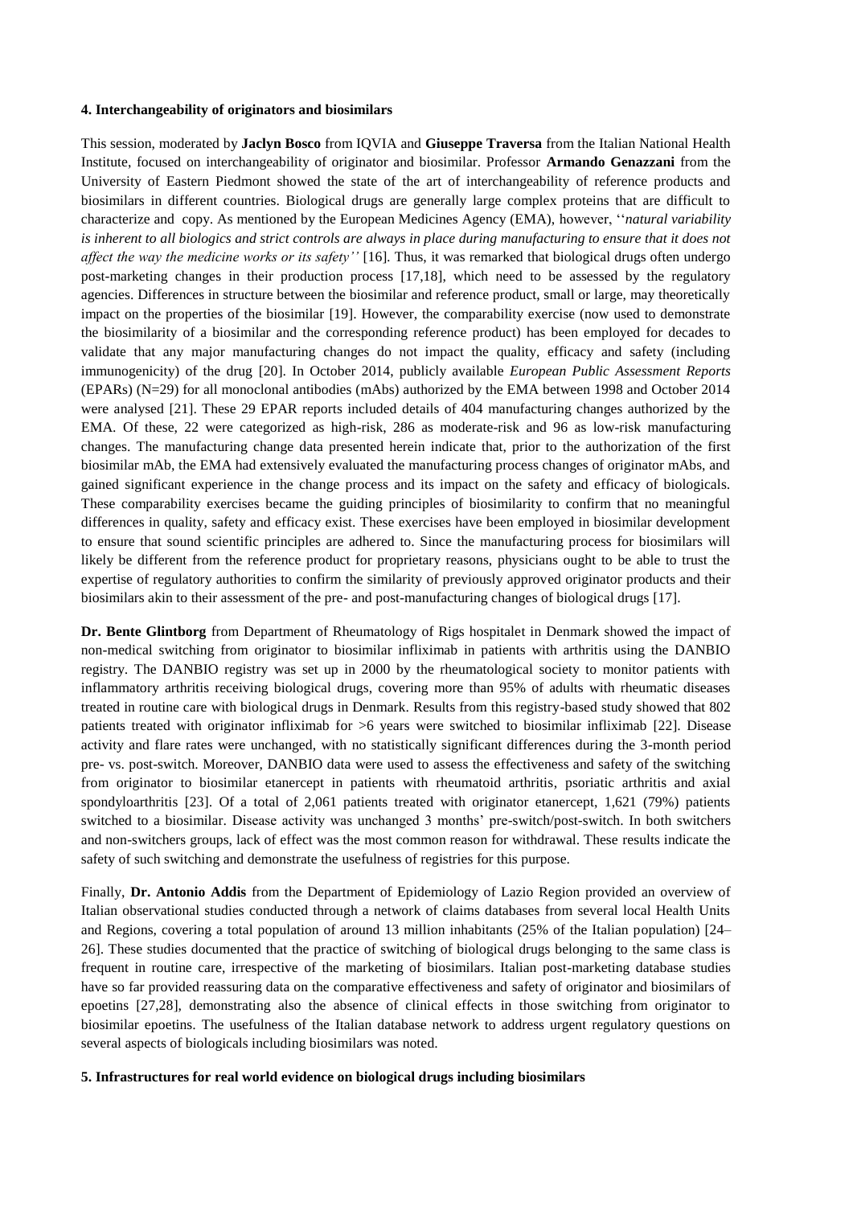#### 4. Interchangeability of originators and biosimilars

This session, moderated by **Jaclyn Bosco** from IQVIA and **Giuseppe Traversa** from the Italian National Health Institute, focused on interchangeability of originator and biosimilar. Professor **Armando Genazzani** from the University of Eastern Piedmont showed the state of the art of interchangeability of reference products and biosimilars in different countries. Biological drugs are generally large complex proteins that are difficult to characterize and copy. As mentioned by the European Medicines Agency (EMA), however, ''*natural variability is inherent to all biologics and strict controls are always in place during manufacturing to ensure that it does not affect the way the medicine works or its safety''* [16]. Thus, it was remarked that biological drugs often undergo post-marketing changes in their production process [17,18], which need to be assessed by the regulatory agencies. Differences in structure between the biosimilar and reference product, small or large, may theoretically impact on the properties of the biosimilar [19]. However, the comparability exercise (now used to demonstrate the biosimilarity of a biosimilar and the corresponding reference product) has been employed for decades to validate that any major manufacturing changes do not impact the quality, efficacy and safety (including immunogenicity) of the drug [20]. In October 2014, publicly available *European Public Assessment Reports* (EPARs) (N=29) for all monoclonal antibodies (mAbs) authorized by the EMA between 1998 and October 2014 were analysed [21]. These 29 EPAR reports included details of 404 manufacturing changes authorized by the EMA. Of these, 22 were categorized as high-risk, 286 as moderate-risk and 96 as low-risk manufacturing changes. The manufacturing change data presented herein indicate that, prior to the authorization of the first biosimilar mAb, the EMA had extensively evaluated the manufacturing process changes of originator mAbs, and gained significant experience in the change process and its impact on the safety and efficacy of biologicals. These comparability exercises became the guiding principles of biosimilarity to confirm that no meaningful differences in quality, safety and efficacy exist. These exercises have been employed in biosimilar development to ensure that sound scientific principles are adhered to. Since the manufacturing process for biosimilars will likely be different from the reference product for proprietary reasons, physicians ought to be able to trust the expertise of regulatory authorities to confirm the similarity of previously approved originator products and their biosimilars akin to their assessment of the pre- and post-manufacturing changes of biological drugs [17].

**Dr. Bente Glintborg** from Department of Rheumatology of Rigs hospitalet in Denmark showed the impact of non-medical switching from originator to biosimilar infliximab in patients with arthritis using the DANBIO registry. The DANBIO registry was set up in 2000 by the rheumatological society to monitor patients with inflammatory arthritis receiving biological drugs, covering more than 95% of adults with rheumatic diseases treated in routine care with biological drugs in Denmark. Results from this registry-based study showed that 802 patients treated with originator infliximab for >6 years were switched to biosimilar infliximab [22]. Disease activity and flare rates were unchanged, with no statistically significant differences during the 3-month period pre- vs. post-switch. Moreover, DANBIO data were used to assess the effectiveness and safety of the switching from originator to biosimilar etanercept in patients with rheumatoid arthritis, psoriatic arthritis and axial spondyloarthritis [23]. Of a total of 2,061 patients treated with originator etanercept, 1,621 (79%) patients switched to a biosimilar. Disease activity was unchanged 3 months' pre-switch/post-switch. In both switchers and non-switchers groups, lack of effect was the most common reason for withdrawal. These results indicate the safety of such switching and demonstrate the usefulness of registries for this purpose.

Finally, **Dr. Antonio Addis** from the Department of Epidemiology of Lazio Region provided an overview of Italian observational studies conducted through a network of claims databases from several local Health Units and Regions, covering a total population of around 13 million inhabitants (25% of the Italian population) [24–26]. These studies documented that the practice of switching of biological drugs belonging to the same class is frequent in routine care, irrespective of the marketing of biosimilars. Italian post-marketing database studies have so far provided reassuring data on the comparative effectiveness and safety of originator and biosimilars of epoetins [27,28], demonstrating also the absence of clinical effects in those switching from originator to biosimilar epoetins. The usefulness of the Italian database network to address urgent regulatory questions on several aspects of biologicals including biosimilars was noted.

#### 5. Infrastructures for real world evidence on biological drugs including biosimilars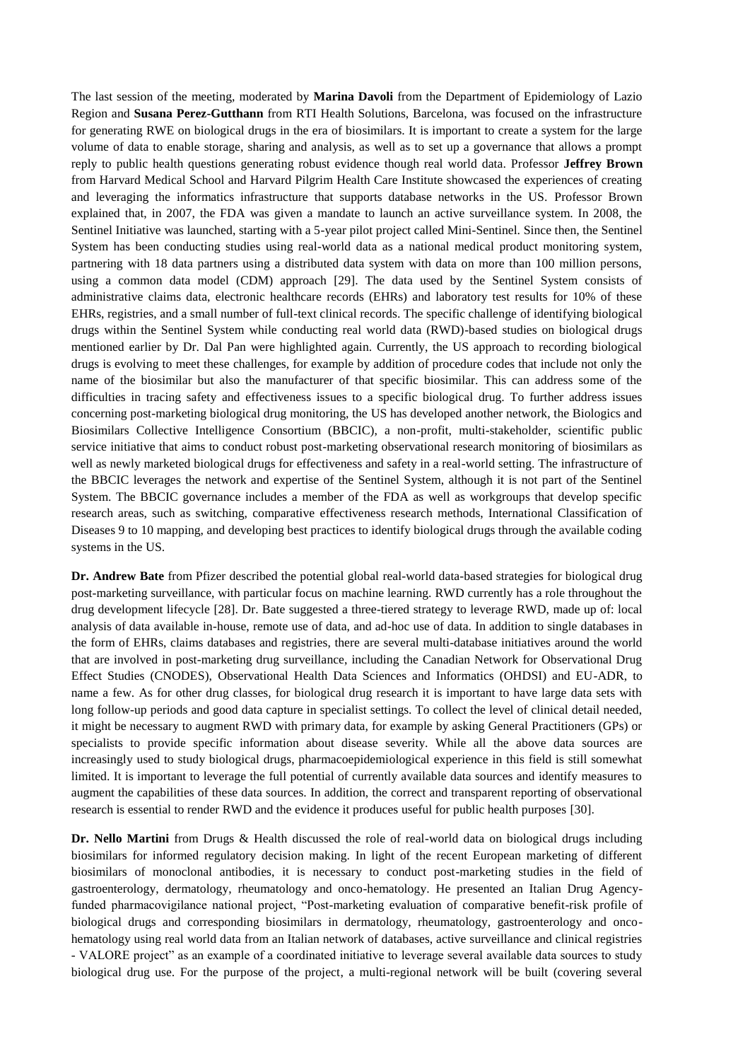The last session of the meeting, moderated by **Marina Davoli** from the Department of Epidemiology of Lazio Region and **Susana Perez-Gutthann** from RTI Health Solutions, Barcelona, was focused on the infrastructure for generating RWE on biological drugs in the era of biosimilars. It is important to create a system for the large volume of data to enable storage, sharing and analysis, as well as to set up a governance that allows a prompt reply to public health questions generating robust evidence though real world data. Professor **Jeffrey Brown** from Harvard Medical School and Harvard Pilgrim Health Care Institute showcased the experiences of creating and leveraging the informatics infrastructure that supports database networks in the US. Professor Brown explained that, in 2007, the FDA was given a mandate to launch an active surveillance system. In 2008, the Sentinel Initiative was launched, starting with a 5-year pilot project called Mini-Sentinel. Since then, the Sentinel System has been conducting studies using real-world data as a national medical product monitoring system, partnering with 18 data partners using a distributed data system with data on more than 100 million persons, using a common data model (CDM) approach [29]. The data used by the Sentinel System consists of administrative claims data, electronic healthcare records (EHRs) and laboratory test results for 10% of these EHRs, registries, and a small number of full-text clinical records. The specific challenge of identifying biological drugs within the Sentinel System while conducting real world data (RWD)-based studies on biological drugs mentioned earlier by Dr. Dal Pan were highlighted again. Currently, the US approach to recording biological drugs is evolving to meet these challenges, for example by addition of procedure codes that include not only the name of the biosimilar but also the manufacturer of that specific biosimilar. This can address some of the difficulties in tracing safety and effectiveness issues to a specific biological drug. To further address issues concerning post-marketing biological drug monitoring, the US has developed another network, the Biologics and Biosimilars Collective Intelligence Consortium (BBCIC), a non-profit, multi-stakeholder, scientific public service initiative that aims to conduct robust post-marketing observational research monitoring of biosimilars as well as newly marketed biological drugs for effectiveness and safety in a real-world setting. The infrastructure of the BBCIC leverages the network and expertise of the Sentinel System, although it is not part of the Sentinel System. The BBCIC governance includes a member of the FDA as well as workgroups that develop specific research areas, such as switching, comparative effectiveness research methods, International Classification of Diseases 9 to 10 mapping, and developing best practices to identify biological drugs through the available coding systems in the US.

**Dr. Andrew Bate** from Pfizer described the potential global real-world data-based strategies for biological drug post-marketing surveillance, with particular focus on machine learning. RWD currently has a role throughout the drug development lifecycle [28]. Dr. Bate suggested a three-tiered strategy to leverage RWD, made up of: local analysis of data available in-house, remote use of data, and ad-hoc use of data. In addition to single databases in the form of EHRs, claims databases and registries, there are several multi-database initiatives around the world that are involved in post-marketing drug surveillance, including the Canadian Network for Observational Drug Effect Studies (CNODES), Observational Health Data Sciences and Informatics (OHDSI) and EU-ADR, to name a few. As for other drug classes, for biological drug research it is important to have large data sets with long follow-up periods and good data capture in specialist settings. To collect the level of clinical detail needed, it might be necessary to augment RWD with primary data, for example by asking General Practitioners (GPs) or specialists to provide specific information about disease severity. While all the above data sources are increasingly used to study biological drugs, pharmacoepidemiological experience in this field is still somewhat limited. It is important to leverage the full potential of currently available data sources and identify measures to augment the capabilities of these data sources. In addition, the correct and transparent reporting of observational research is essential to render RWD and the evidence it produces useful for public health purposes [30].

**Dr. Nello Martini** from Drugs & Health discussed the role of real-world data on biological drugs including biosimilars for informed regulatory decision making. In light of the recent European marketing of different biosimilars of monoclonal antibodies, it is necessary to conduct post-marketing studies in the field of gastroenterology, dermatology, rheumatology and onco-hematology. He presented an Italian Drug Agency-funded pharmacovigilance national project, "Post-marketing evaluation of comparative benefit-risk profile of biological drugs and corresponding biosimilars in dermatology, rheumatology, gastroenterology and onco-hematology using real world data from an Italian network of databases, active surveillance and clinical registries - VALORE project" as an example of a coordinated initiative to leverage several available data sources to study biological drug use. For the purpose of the project, a multi-regional network will be built (covering several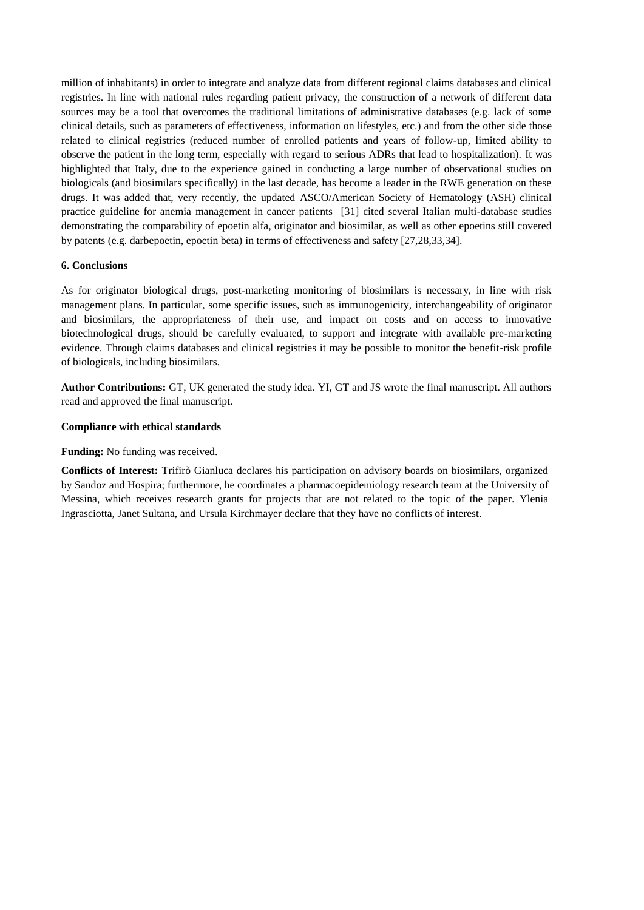million of inhabitants) in order to integrate and analyze data from different regional claims databases and clinical registries. In line with national rules regarding patient privacy, the construction of a network of different data sources may be a tool that overcomes the traditional limitations of administrative databases (e.g. lack of some clinical details, such as parameters of effectiveness, information on lifestyles, etc.) and from the other side those related to clinical registries (reduced number of enrolled patients and years of follow-up, limited ability to observe the patient in the long term, especially with regard to serious ADRs that lead to hospitalization). It was highlighted that Italy, due to the experience gained in conducting a large number of observational studies on biologicals (and biosimilars specifically) in the last decade, has become a leader in the RWE generation on these drugs. It was added that, very recently, the updated ASCO/American Society of Hematology (ASH) clinical practice guideline for anemia management in cancer patients [31] cited several Italian multi-database studies demonstrating the comparability of epoetin alfa, originator and biosimilar, as well as other epoetins still covered by patents (e.g. darbepoetin, epoetin beta) in terms of effectiveness and safety [27,28,33,34].

## 6. Conclusions

As for originator biological drugs, post-marketing monitoring of biosimilars is necessary, in line with risk management plans. In particular, some specific issues, such as immunogenicity, interchangeability of originator and biosimilars, the appropriateness of their use, and impact on costs and on access to innovative biotechnological drugs, should be carefully evaluated, to support and integrate with available pre-marketing evidence. Through claims databases and clinical registries it may be possible to monitor the benefit-risk profile of biologicals, including biosimilars.

**Author Contributions:** GT, UK generated the study idea. YI, GT and JS wrote the final manuscript. All authors read and approved the final manuscript.

**Compliance with ethical standards**

**Funding:** No funding was received.

**Conflicts of Interest:** Trifirò Gianluca declares his participation on advisory boards on biosimilars, organized by Sandoz and Hospira; furthermore, he coordinates a pharmacoepidemiology research team at the University of Messina, which receives research grants for projects that are not related to the topic of the paper. Ylenia Ingrasciotta, Janet Sultana, and Ursula Kirchmayer declare that they have no conflicts of interest.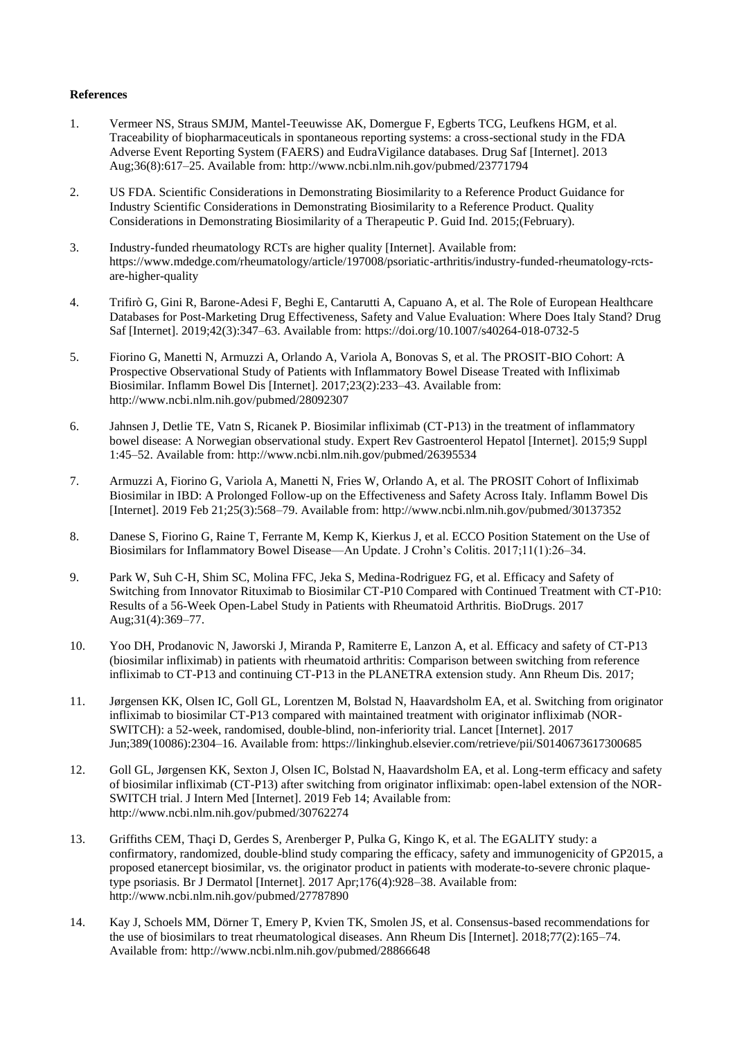**References**

1. Vermeer NS, Straus SMJM, Mantel-Teeuwisse AK, Domergue F, Egberts TCG, Leufkens HGM, et al. Traceability of biopharmaceuticals in spontaneous reporting systems: a cross-sectional study in the FDA Adverse Event Reporting System (FAERS) and EudraVigilance databases. Drug Saf [Internet]. 2013 Aug;36(8):617–25. Available from: http://www.ncbi.nlm.nih.gov/pubmed/23771794

2. US FDA. Scientific Considerations in Demonstrating Biosimilarity to a Reference Product Guidance for Industry Scientific Considerations in Demonstrating Biosimilarity to a Reference Product. Quality Considerations in Demonstrating Biosimilarity of a Therapeutic P. Guid Ind. 2015;(February).

3. Industry-funded rheumatology RCTs are higher quality [Internet]. Available from: https://www.mdedge.com/rheumatology/article/197008/psoriatic-arthritis/industry-funded-rheumatology-rcts-are-higher-quality

4. Trifirò G, Gini R, Barone-Adesi F, Beghi E, Cantarutti A, Capuano A, et al. The Role of European Healthcare Databases for Post-Marketing Drug Effectiveness, Safety and Value Evaluation: Where Does Italy Stand? Drug Saf [Internet]. 2019;42(3):347–63. Available from: https://doi.org/10.1007/s40264-018-0732-5

5. Fiorino G, Manetti N, Armuzzi A, Orlando A, Variola A, Bonovas S, et al. The PROSIT-BIO Cohort: A Prospective Observational Study of Patients with Inflammatory Bowel Disease Treated with Infliximab Biosimilar. Inflamm Bowel Dis [Internet]. 2017;23(2):233–43. Available from: http://www.ncbi.nlm.nih.gov/pubmed/28092307

6. Jahnsen J, Detlie TE, Vatn S, Ricanek P. Biosimilar infliximab (CT-P13) in the treatment of inflammatory bowel disease: A Norwegian observational study. Expert Rev Gastroenterol Hepatol [Internet]. 2015;9 Suppl 1:45–52. Available from: http://www.ncbi.nlm.nih.gov/pubmed/26395534

7. Armuzzi A, Fiorino G, Variola A, Manetti N, Fries W, Orlando A, et al. The PROSIT Cohort of Infliximab Biosimilar in IBD: A Prolonged Follow-up on the Effectiveness and Safety Across Italy. Inflamm Bowel Dis [Internet]. 2019 Feb 21;25(3):568–79. Available from: http://www.ncbi.nlm.nih.gov/pubmed/30137352

8. Danese S, Fiorino G, Raine T, Ferrante M, Kemp K, Kierkus J, et al. ECCO Position Statement on the Use of Biosimilars for Inflammatory Bowel Disease—An Update. J Crohn's Colitis. 2017;11(1):26–34.

9. Park W, Suh C-H, Shim SC, Molina FFC, Jeka S, Medina-Rodriguez FG, et al. Efficacy and Safety of Switching from Innovator Rituximab to Biosimilar CT-P10 Compared with Continued Treatment with CT-P10: Results of a 56-Week Open-Label Study in Patients with Rheumatoid Arthritis. BioDrugs. 2017 Aug;31(4):369–77.

10. Yoo DH, Prodanovic N, Jaworski J, Miranda P, Ramiterre E, Lanzon A, et al. Efficacy and safety of CT-P13 (biosimilar infliximab) in patients with rheumatoid arthritis: Comparison between switching from reference infliximab to CT-P13 and continuing CT-P13 in the PLANETRA extension study. Ann Rheum Dis. 2017;

11. Jørgensen KK, Olsen IC, Goll GL, Lorentzen M, Bolstad N, Haavardsholm EA, et al. Switching from originator infliximab to biosimilar CT-P13 compared with maintained treatment with originator infliximab (NOR-SWITCH): a 52-week, randomised, double-blind, non-inferiority trial. Lancet [Internet]. 2017 Jun;389(10086):2304–16. Available from: https://linkinghub.elsevier.com/retrieve/pii/S0140673617300685

12. Goll GL, Jørgensen KK, Sexton J, Olsen IC, Bolstad N, Haavardsholm EA, et al. Long-term efficacy and safety of biosimilar infliximab (CT-P13) after switching from originator infliximab: open-label extension of the NOR-SWITCH trial. J Intern Med [Internet]. 2019 Feb 14; Available from: http://www.ncbi.nlm.nih.gov/pubmed/30762274

13. Griffiths CEM, Thaçi D, Gerdes S, Arenberger P, Pulka G, Kingo K, et al. The EGALITY study: a confirmatory, randomized, double-blind study comparing the efficacy, safety and immunogenicity of GP2015, a proposed etanercept biosimilar, vs. the originator product in patients with moderate-to-severe chronic plaque-type psoriasis. Br J Dermatol [Internet]. 2017 Apr;176(4):928–38. Available from: http://www.ncbi.nlm.nih.gov/pubmed/27787890

14. Kay J, Schoels MM, Dörner T, Emery P, Kvien TK, Smolen JS, et al. Consensus-based recommendations for the use of biosimilars to treat rheumatological diseases. Ann Rheum Dis [Internet]. 2018;77(2):165–74. Available from: http://www.ncbi.nlm.nih.gov/pubmed/28866648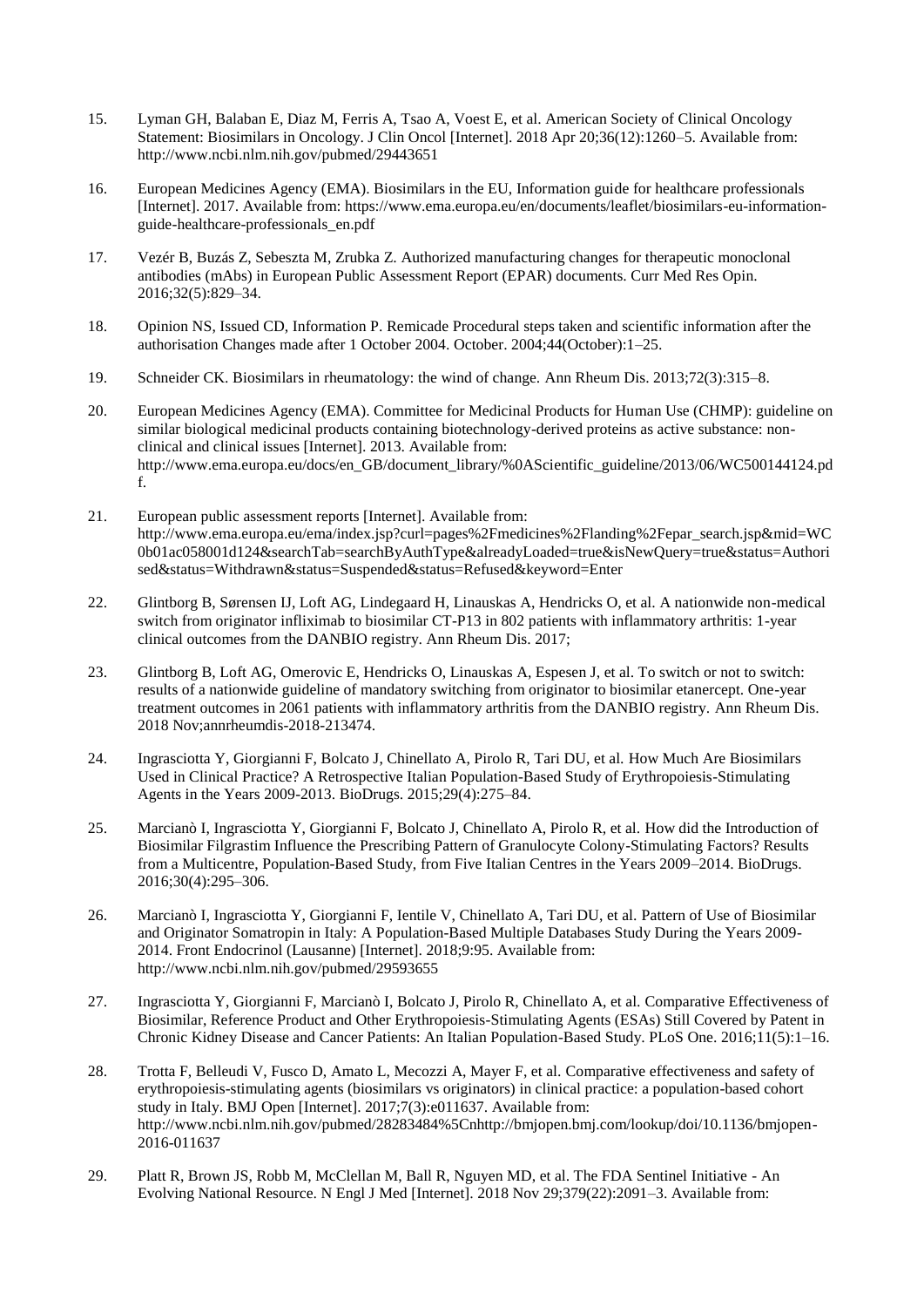15. Lyman GH, Balaban E, Diaz M, Ferris A, Tsao A, Voest E, et al. American Society of Clinical Oncology Statement: Biosimilars in Oncology. J Clin Oncol [Internet]. 2018 Apr 20;36(12):1260–5. Available from: http://www.ncbi.nlm.nih.gov/pubmed/29443651

16. European Medicines Agency (EMA). Biosimilars in the EU, Information guide for healthcare professionals [Internet]. 2017. Available from: https://www.ema.europa.eu/en/documents/leaflet/biosimilars-eu-information-guide-healthcare-professionals_en.pdf

17. Vezér B, Buzás Z, Sebeszta M, Zrubka Z. Authorized manufacturing changes for therapeutic monoclonal antibodies (mAbs) in European Public Assessment Report (EPAR) documents. Curr Med Res Opin. 2016;32(5):829–34.

18. Opinion NS, Issued CD, Information P. Remicade Procedural steps taken and scientific information after the authorisation Changes made after 1 October 2004. October. 2004;44(October):1–25.

19. Schneider CK. Biosimilars in rheumatology: the wind of change. Ann Rheum Dis. 2013;72(3):315–8.

20. European Medicines Agency (EMA). Committee for Medicinal Products for Human Use (CHMP): guideline on similar biological medicinal products containing biotechnology-derived proteins as active substance: non-clinical and clinical issues [Internet]. 2013. Available from: http://www.ema.europa.eu/docs/en_GB/document_library/%0AScientific_guideline/2013/06/WC500144124.pdf.

21. European public assessment reports [Internet]. Available from: http://www.ema.europa.eu/ema/index.jsp?curl=pages%2Fmedicines%2Flanding%2Fepar_search.jsp&mid=WC0b01ac058001d124&searchTab=searchByAuthType&alreadyLoaded=true&isNewQuery=true&status=Authorised&status=Withdrawn&status=Suspended&status=Refused&keyword=Enter

22. Glintborg B, Sørensen IJ, Loft AG, Lindegaard H, Linauskas A, Hendricks O, et al. A nationwide non-medical switch from originator infliximab to biosimilar CT-P13 in 802 patients with inflammatory arthritis: 1-year clinical outcomes from the DANBIO registry. Ann Rheum Dis. 2017;

23. Glintborg B, Loft AG, Omerovic E, Hendricks O, Linauskas A, Espesen J, et al. To switch or not to switch: results of a nationwide guideline of mandatory switching from originator to biosimilar etanercept. One-year treatment outcomes in 2061 patients with inflammatory arthritis from the DANBIO registry. Ann Rheum Dis. 2018 Nov;annrheumdis-2018-213474.

24. Ingrasciotta Y, Giorgianni F, Bolcato J, Chinellato A, Pirolo R, Tari DU, et al. How Much Are Biosimilars Used in Clinical Practice? A Retrospective Italian Population-Based Study of Erythropoiesis-Stimulating Agents in the Years 2009-2013. BioDrugs. 2015;29(4):275–84.

25. Marcianò I, Ingrasciotta Y, Giorgianni F, Bolcato J, Chinellato A, Pirolo R, et al. How did the Introduction of Biosimilar Filgrastim Influence the Prescribing Pattern of Granulocyte Colony-Stimulating Factors? Results from a Multicentre, Population-Based Study, from Five Italian Centres in the Years 2009–2014. BioDrugs. 2016;30(4):295–306.

26. Marcianò I, Ingrasciotta Y, Giorgianni F, Ientile V, Chinellato A, Tari DU, et al. Pattern of Use of Biosimilar and Originator Somatropin in Italy: A Population-Based Multiple Databases Study During the Years 2009-2014. Front Endocrinol (Lausanne) [Internet]. 2018;9:95. Available from: http://www.ncbi.nlm.nih.gov/pubmed/29593655

27. Ingrasciotta Y, Giorgianni F, Marcianò I, Bolcato J, Pirolo R, Chinellato A, et al. Comparative Effectiveness of Biosimilar, Reference Product and Other Erythropoiesis-Stimulating Agents (ESAs) Still Covered by Patent in Chronic Kidney Disease and Cancer Patients: An Italian Population-Based Study. PLoS One. 2016;11(5):1–16.

28. Trotta F, Belleudi V, Fusco D, Amato L, Mecozzi A, Mayer F, et al. Comparative effectiveness and safety of erythropoiesis-stimulating agents (biosimilars vs originators) in clinical practice: a population-based cohort study in Italy. BMJ Open [Internet]. 2017;7(3):e011637. Available from: http://www.ncbi.nlm.nih.gov/pubmed/28283484%5Cnhttp://bmjopen.bmj.com/lookup/doi/10.1136/bmjopen-2016-011637

29. Platt R, Brown JS, Robb M, McClellan M, Ball R, Nguyen MD, et al. The FDA Sentinel Initiative - An Evolving National Resource. N Engl J Med [Internet]. 2018 Nov 29;379(22):2091–3. Available from: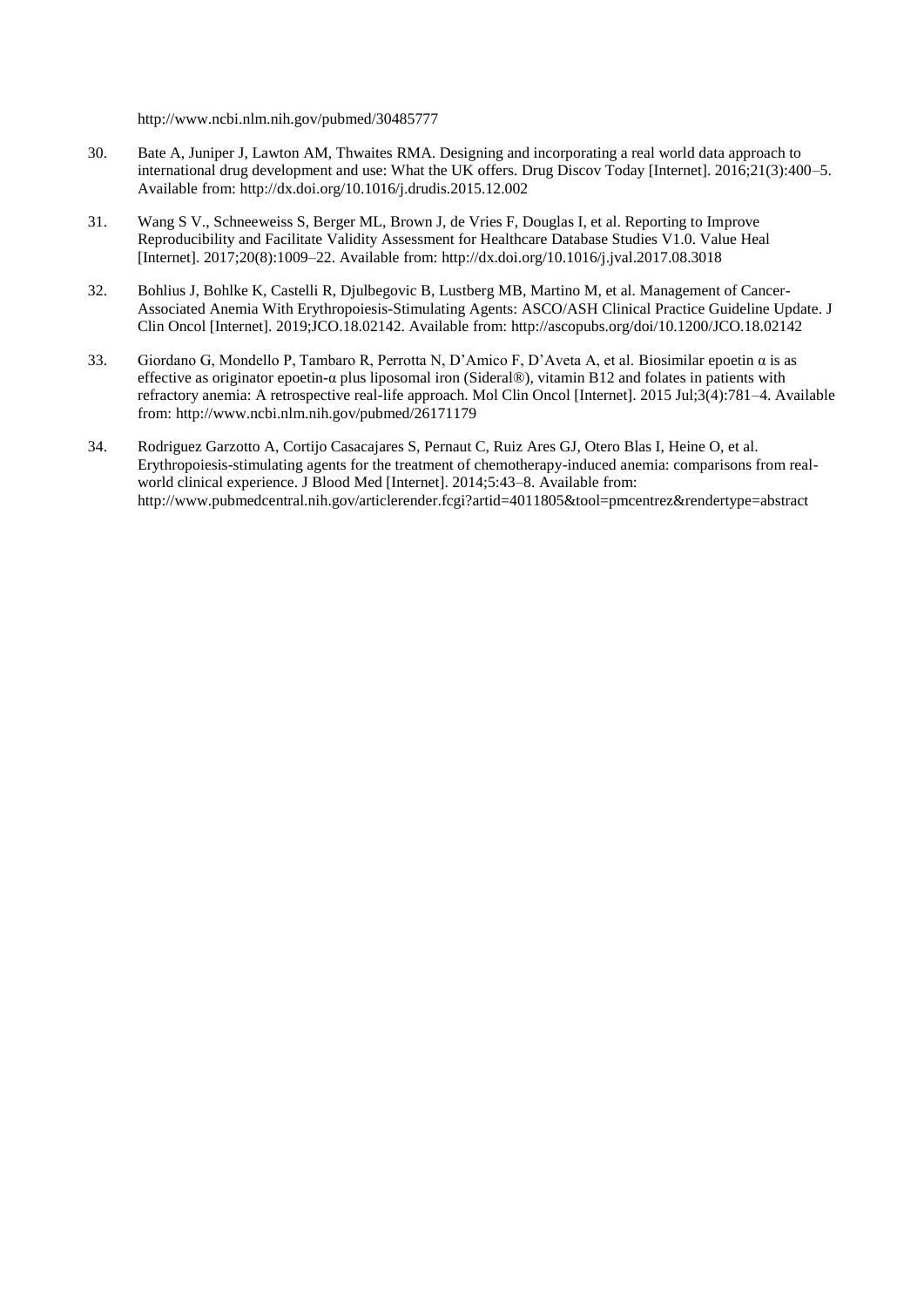http://www.ncbi.nlm.nih.gov/pubmed/30485777

30. Bate A, Juniper J, Lawton AM, Thwaites RMA. Designing and incorporating a real world data approach to international drug development and use: What the UK offers. Drug Discov Today [Internet]. 2016;21(3):400–5. Available from: http://dx.doi.org/10.1016/j.drudis.2015.12.002

31. Wang S V., Schneeweiss S, Berger ML, Brown J, de Vries F, Douglas I, et al. Reporting to Improve Reproducibility and Facilitate Validity Assessment for Healthcare Database Studies V1.0. Value Heal [Internet]. 2017;20(8):1009–22. Available from: http://dx.doi.org/10.1016/j.jval.2017.08.3018

32. Bohlius J, Bohlke K, Castelli R, Djulbegovic B, Lustberg MB, Martino M, et al. Management of Cancer-Associated Anemia With Erythropoiesis-Stimulating Agents: ASCO/ASH Clinical Practice Guideline Update. J Clin Oncol [Internet]. 2019;JCO.18.02142. Available from: http://ascopubs.org/doi/10.1200/JCO.18.02142

33. Giordano G, Mondello P, Tambaro R, Perrotta N, D'Amico F, D'Aveta A, et al. Biosimilar epoetin α is as effective as originator epoetin-α plus liposomal iron (Sideral®), vitamin B12 and folates in patients with refractory anemia: A retrospective real-life approach. Mol Clin Oncol [Internet]. 2015 Jul;3(4):781–4. Available from: http://www.ncbi.nlm.nih.gov/pubmed/26171179

34. Rodriguez Garzotto A, Cortijo Casacajares S, Pernaut C, Ruiz Ares GJ, Otero Blas I, Heine O, et al. Erythropoiesis-stimulating agents for the treatment of chemotherapy-induced anemia: comparisons from real-world clinical experience. J Blood Med [Internet]. 2014;5:43–8. Available from: http://www.pubmedcentral.nih.gov/articlerender.fcgi?artid=4011805&tool=pmcentrez&rendertype=abstract